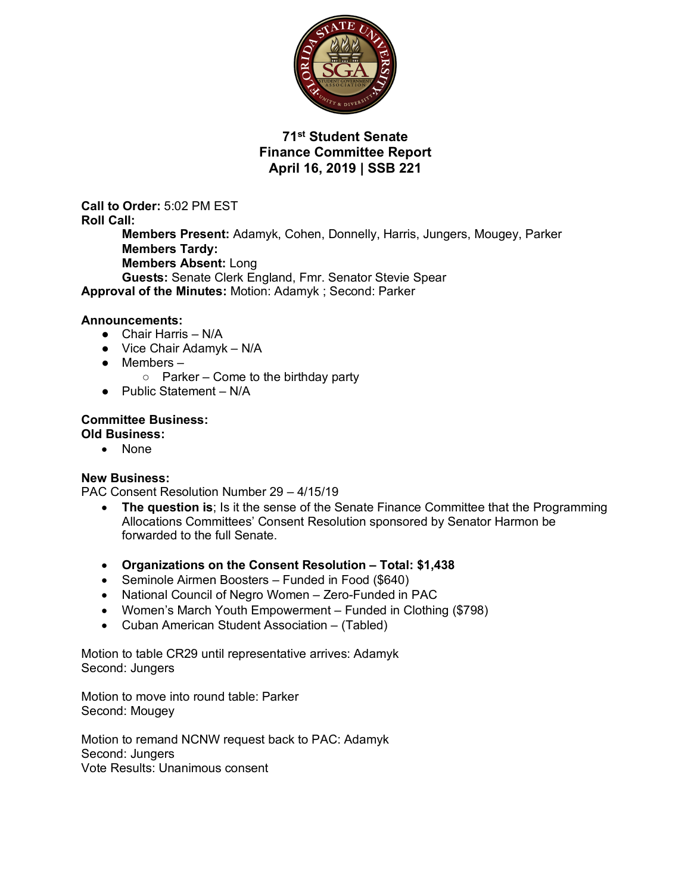# 71st Student Senate
# Finance Committee Report
# April 16, 2019 | SSB 221

**Call to Order:** 5:02 PM EST
**Roll Call:**
- **Members Present:** Adamyk, Cohen, Donnelly, Harris, Jungers, Mougey, Parker
- **Members Tardy:**
- **Members Absent:** Long
- **Guests:** Senate Clerk England, Fmr. Senator Stevie Spear

**Approval of the Minutes:** Motion: Adamyk ; Second: Parker

**Announcements:**
- Chair Harris – N/A
- Vice Chair Adamyk – N/A
- Members –
  - Parker – Come to the birthday party
- Public Statement – N/A

**Committee Business:**
**Old Business:**
- None

**New Business:**
PAC Consent Resolution Number 29 – 4/15/19
- **The question is**; Is it the sense of the Senate Finance Committee that the Programming Allocations Committees' Consent Resolution sponsored by Senator Harmon be forwarded to the full Senate.
- **Organizations on the Consent Resolution – Total: $1,438**
- Seminole Airmen Boosters – Funded in Food ($640)
- National Council of Negro Women – Zero-Funded in PAC
- Women's March Youth Empowerment – Funded in Clothing ($798)
- Cuban American Student Association – (Tabled)

Motion to table CR29 until representative arrives: Adamyk
Second: Jungers

Motion to move into round table: Parker
Second: Mougey

Motion to remand NCNW request back to PAC: Adamyk
Second: Jungers
Vote Results: Unanimous consent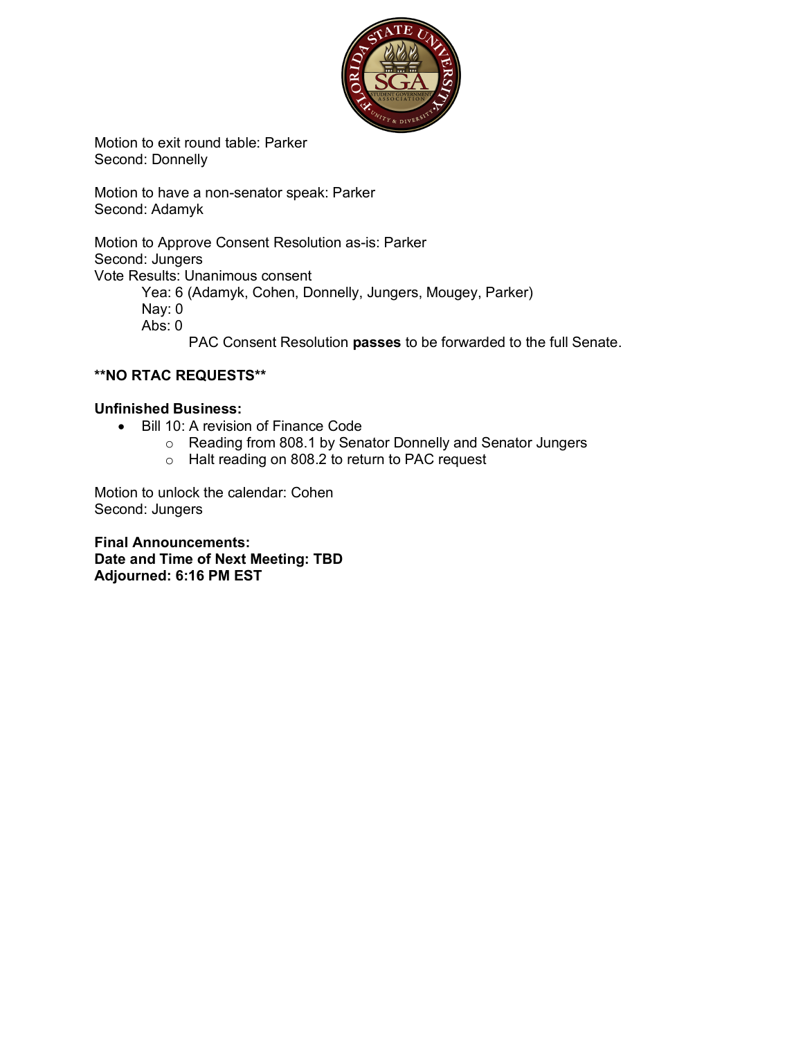Motion to exit round table: Parker
Second: Donnelly

Motion to have a non-senator speak: Parker
Second: Adamyk

Motion to Approve Consent Resolution as-is: Parker
Second: Jungers
Vote Results: Unanimous consent

Yea: 6 (Adamyk, Cohen, Donnelly, Jungers, Mougey, Parker)
Nay: 0
Abs: 0

PAC Consent Resolution **passes** to be forwarded to the full Senate.

**\*\*NO RTAC REQUESTS\*\***

**Unfinished Business:**

- Bill 10: A revision of Finance Code
  - Reading from 808.1 by Senator Donnelly and Senator Jungers
  - Halt reading on 808.2 to return to PAC request

Motion to unlock the calendar: Cohen
Second: Jungers

**Final Announcements:**
**Date and Time of Next Meeting: TBD**
**Adjourned: 6:16 PM EST**